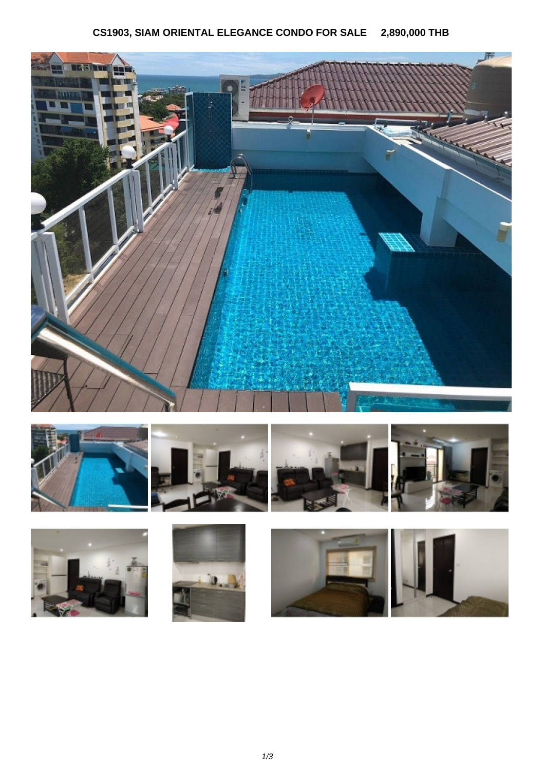**CS1903, SIAM ORIENTAL ELEGANCE CONDO FOR SALE 2,890,000 THB**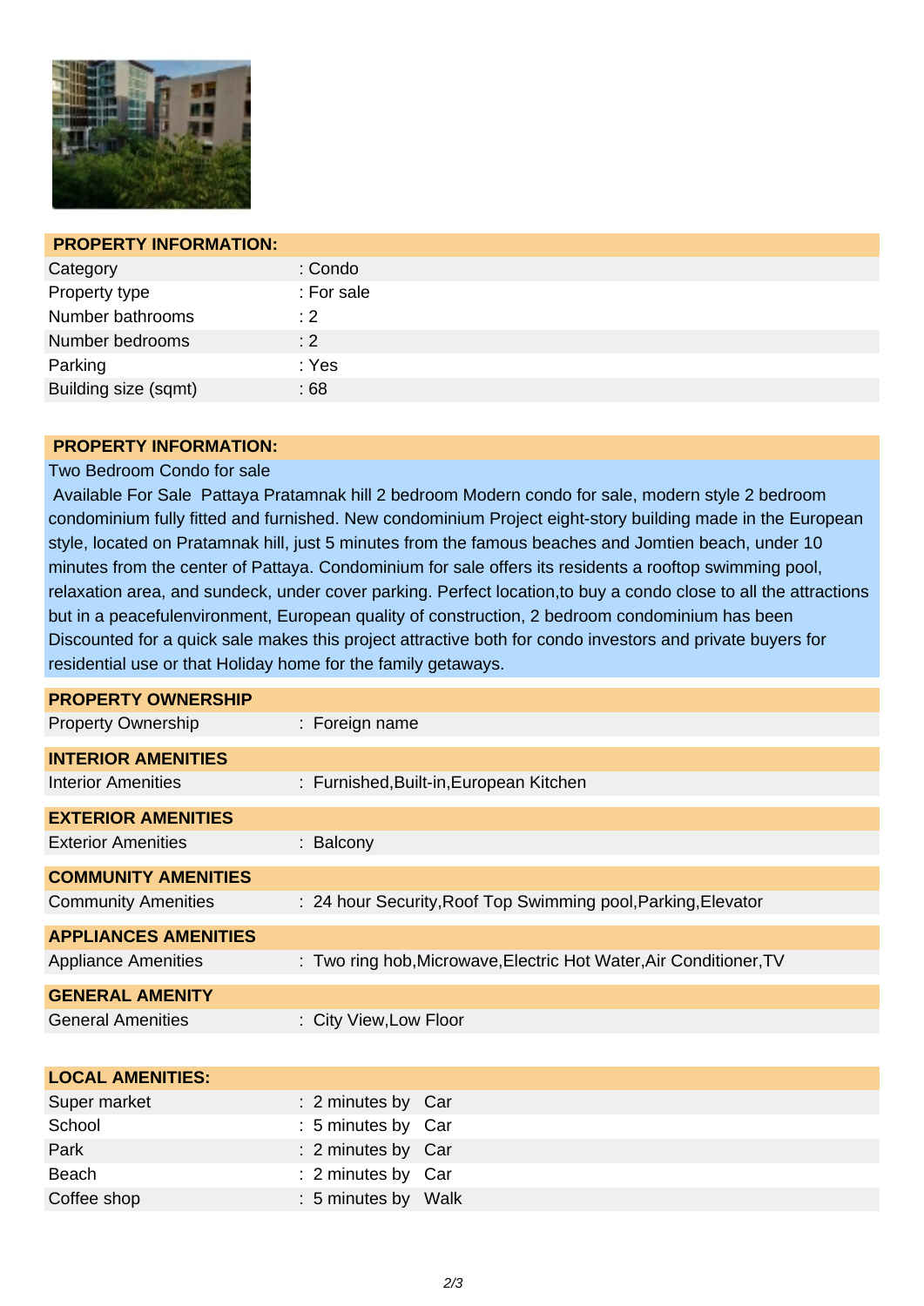## PROPERTY INFORMATION:

| | |
|---|---|
| Category | : Condo |
| Property type | : For sale |
| Number bathrooms | : 2 |
| Number bedrooms | : 2 |
| Parking | : Yes |
| Building size (sqmt) | : 68 |

## PROPERTY INFORMATION:

Two Bedroom Condo for sale

Available For Sale  Pattaya Pratamnak hill 2 bedroom Modern condo for sale, modern style 2 bedroom condominium fully fitted and furnished. New condominium Project eight-story building made in the European style, located on Pratamnak hill, just 5 minutes from the famous beaches and Jomtien beach, under 10 minutes from the center of Pattaya. Condominium for sale offers its residents a rooftop swimming pool, relaxation area, and sundeck, under cover parking. Perfect location,to buy a condo close to all the attractions but in a peacefulenvironment, European quality of construction, 2 bedroom condominium has been Discounted for a quick sale makes this project attractive both for condo investors and private buyers for residential use or that Holiday home for the family getaways.

## PROPERTY OWNERSHIP

| | |
|---|---|
| Property Ownership | : Foreign name |

## INTERIOR AMENITIES

| | |
|---|---|
| Interior Amenities | : Furnished,Built-in,European Kitchen |

## EXTERIOR AMENITIES

| | |
|---|---|
| Exterior Amenities | : Balcony |

## COMMUNITY AMENITIES

| | |
|---|---|
| Community Amenities | : 24 hour Security,Roof Top Swimming pool,Parking,Elevator |

## APPLIANCES AMENITIES

| | |
|---|---|
| Appliance Amenities | : Two ring hob,Microwave,Electric Hot Water,Air Conditioner,TV |

## GENERAL AMENITY

| | |
|---|---|
| General Amenities | : City View,Low Floor |

## LOCAL AMENITIES:

| | | |
|---|---|---|
| Super market | : 2 minutes by | Car |
| School | : 5 minutes by | Car |
| Park | : 2 minutes by | Car |
| Beach | : 2 minutes by | Car |
| Coffee shop | : 5 minutes by | Walk |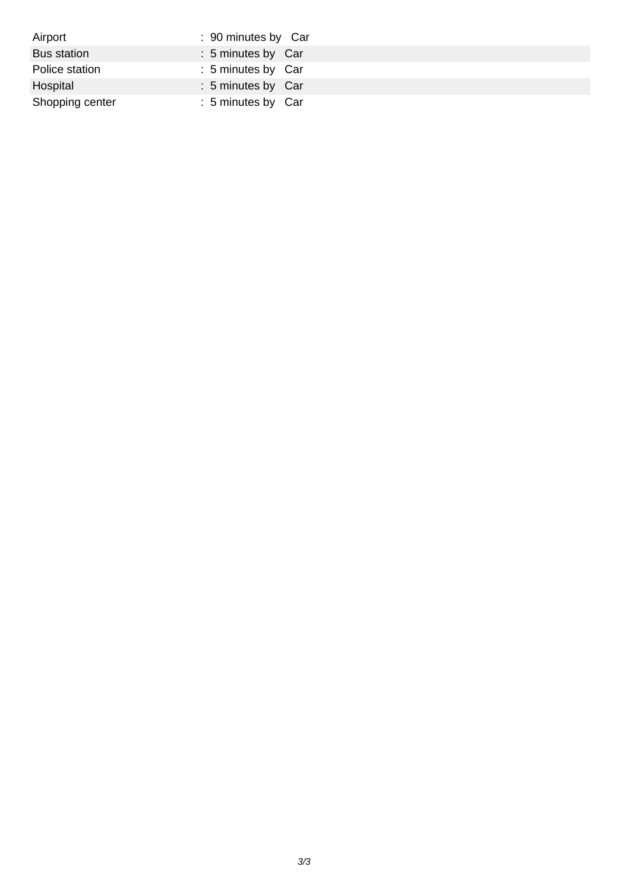| | |
|---|---|
| Airport | : 90 minutes by Car |
| Bus station | : 5 minutes by Car |
| Police station | : 5 minutes by Car |
| Hospital | : 5 minutes by Car |
| Shopping center | : 5 minutes by Car |